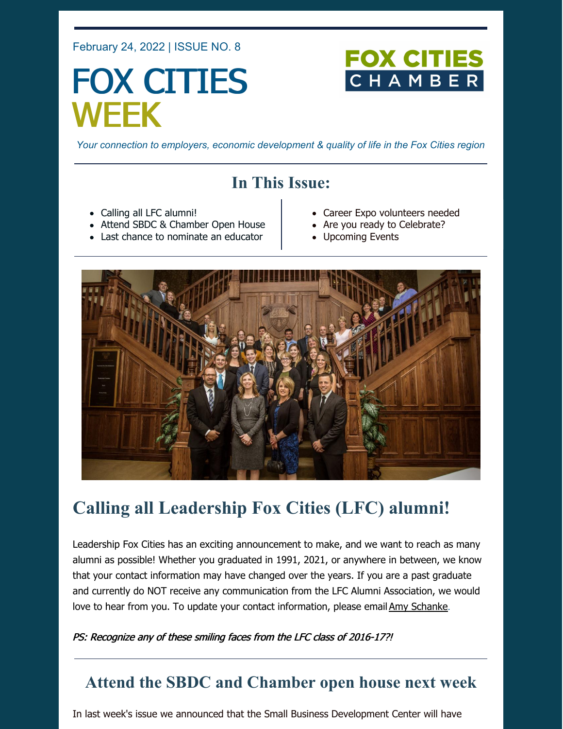February 24, 2022 | ISSUE NO. 8

# FOX CITIES WEEK

FOX CITIES CHAMBER

*Your connection to employers, economic development & quality of life in the Fox Cities region*

## In This Issue:

- Calling all LFC alumni!
- Attend SBDC & Chamber Open House
- Last chance to nominate an educator
- Career Expo volunteers needed
- Are you ready to Celebrate?
- Upcoming Events

## Calling all Leadership Fox Cities (LFC) alumni!

Leadership Fox Cities has an exciting announcement to make, and we want to reach as many alumni as possible! Whether you graduated in 1991, 2021, or anywhere in between, we know that your contact information may have changed over the years. If you are a past graduate and currently do NOT receive any communication from the LFC Alumni Association, we would love to hear from you. To update your contact information, please email Amy Schanke.

*PS: Recognize any of these smiling faces from the LFC class of 2016-17?!*

## Attend the SBDC and Chamber open house next week

In last week's issue we announced that the Small Business Development Center will have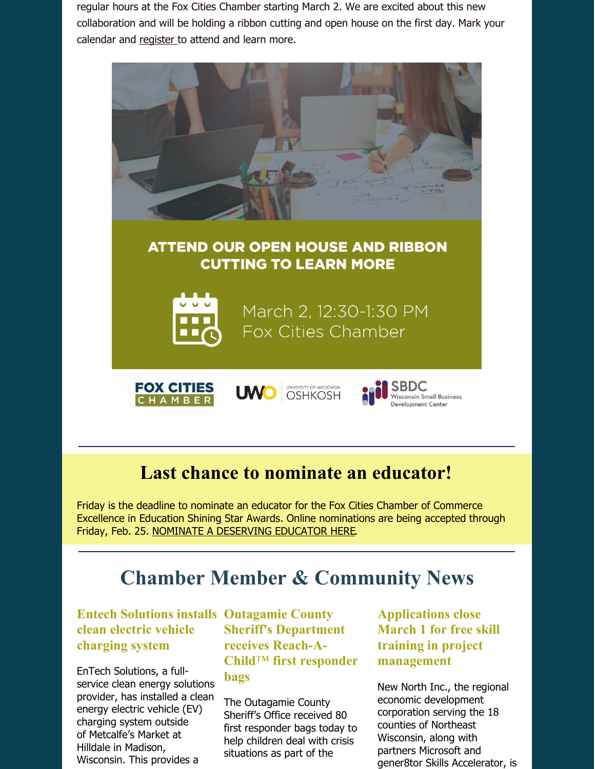regular hours at the Fox Cities Chamber starting March 2. We are excited about this new collaboration and will be holding a ribbon cutting and open house on the first day. Mark your calendar and register to attend and learn more.

ATTEND OUR OPEN HOUSE AND RIBBON CUTTING TO LEARN MORE

March 2, 12:30-1:30 PM
Fox Cities Chamber

FOX CITIES CHAMBER | UWO UNIVERSITY OF WISCONSIN OSHKOSH | SBDC Wisconsin Small Business Development Center

---

## Last chance to nominate an educator!

Friday is the deadline to nominate an educator for the Fox Cities Chamber of Commerce Excellence in Education Shining Star Awards. Online nominations are being accepted through Friday, Feb. 25. NOMINATE A DESERVING EDUCATOR HERE.

---

## Chamber Member & Community News

### Entech Solutions installs clean electric vehicle charging system

EnTech Solutions, a full-service clean energy solutions provider, has installed a clean energy electric vehicle (EV) charging system outside of Metcalfe's Market at Hilldale in Madison, Wisconsin. This provides a

### Outagamie County Sheriff's Department receives Reach-A-Child™ first responder bags

The Outagamie County Sheriff's Office received 80 first responder bags today to help children deal with crisis situations as part of the

### Applications close March 1 for free skill training in project management

New North Inc., the regional economic development corporation serving the 18 counties of Northeast Wisconsin, along with partners Microsoft and gener8tor Skills Accelerator, is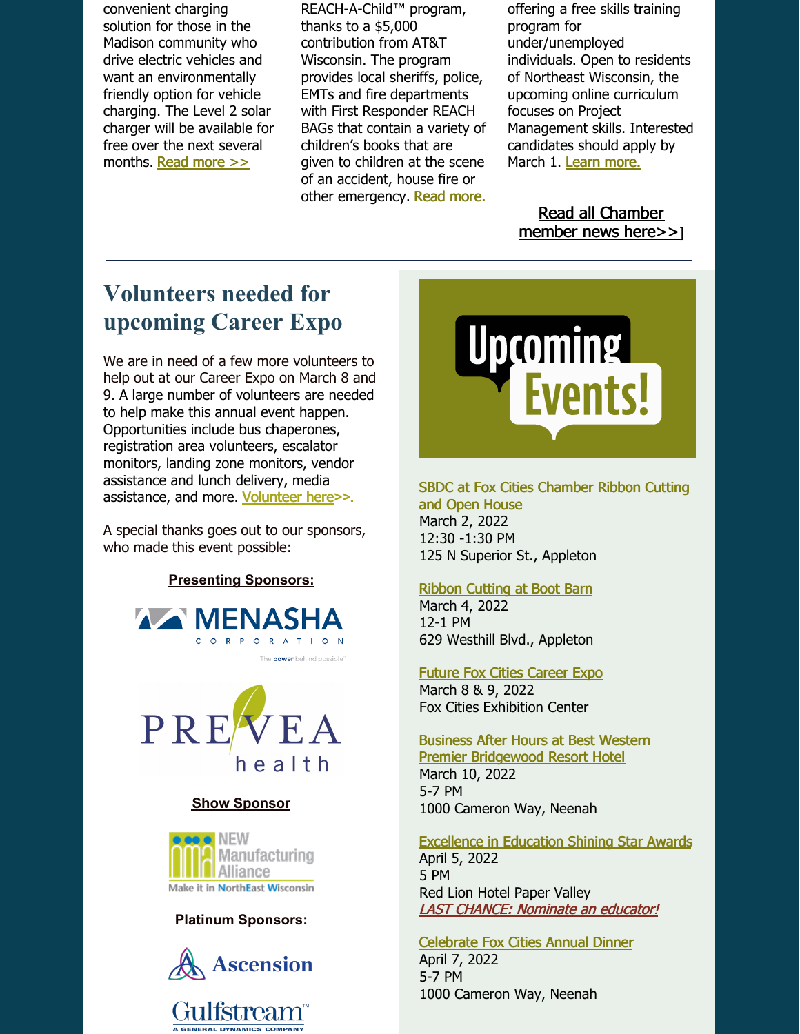convenient charging solution for those in the Madison community who drive electric vehicles and want an environmentally friendly option for vehicle charging. The Level 2 solar charger will be available for free over the next several months. Read more >>

REACH-A-Child™ program, thanks to a $5,000 contribution from AT&T Wisconsin. The program provides local sheriffs, police, EMTs and fire departments with First Responder REACH BAGs that contain a variety of children's books that are given to children at the scene of an accident, house fire or other emergency. Read more.

offering a free skills training program for under/unemployed individuals. Open to residents of Northeast Wisconsin, the upcoming online curriculum focuses on Project Management skills. Interested candidates should apply by March 1. Learn more.

Read all Chamber member news here>>]

---

## Volunteers needed for upcoming Career Expo

We are in need of a few more volunteers to help out at our Career Expo on March 8 and 9. A large number of volunteers are needed to help make this annual event happen. Opportunities include bus chaperones, registration area volunteers, escalator monitors, landing zone monitors, vendor assistance and lunch delivery, media assistance, and more. Volunteer here>>.

A special thanks goes out to our sponsors, who made this event possible:

**Presenting Sponsors:**

MENASHA CORPORATION — The power behind possible

PREVEA health

**Show Sponsor**

NEW Manufacturing Alliance — Make it in NorthEast Wisconsin

**Platinum Sponsors:**

Ascension

Gulfstream — A GENERAL DYNAMICS COMPANY

## Upcoming Events!

SBDC at Fox Cities Chamber Ribbon Cutting and Open House
March 2, 2022
12:30 -1:30 PM
125 N Superior St., Appleton

Ribbon Cutting at Boot Barn
March 4, 2022
12-1 PM
629 Westhill Blvd., Appleton

Future Fox Cities Career Expo
March 8 & 9, 2022
Fox Cities Exhibition Center

Business After Hours at Best Western Premier Bridgewood Resort Hotel
March 10, 2022
5-7 PM
1000 Cameron Way, Neenah

Excellence in Education Shining Star Awards
April 5, 2022
5 PM
Red Lion Hotel Paper Valley
*LAST CHANCE: Nominate an educator!*

Celebrate Fox Cities Annual Dinner
April 7, 2022
5-7 PM
1000 Cameron Way, Neenah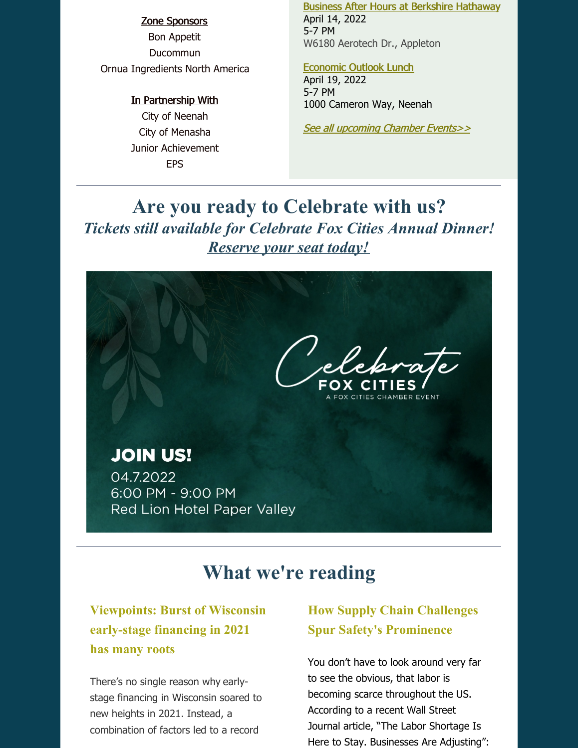**Zone Sponsors**

Bon Appetit

Ducommun

Ornua Ingredients North America

**In Partnership With**

City of Neenah

City of Menasha

Junior Achievement

EPS

Business After Hours at Berkshire Hathaway
April 14, 2022
5-7 PM
W6180 Aerotech Dr., Appleton

Economic Outlook Lunch
April 19, 2022
5-7 PM
1000 Cameron Way, Neenah

*See all upcoming Chamber Events>>*

---

## Are you ready to Celebrate with us?

***Tickets still available for Celebrate Fox Cities Annual Dinner!***

***Reserve your seat today!***

Celebrate
FOX CITIES
A FOX CITIES CHAMBER EVENT

JOIN US!
04.7.2022
6:00 PM - 9:00 PM
Red Lion Hotel Paper Valley

---

## What we're reading

### Viewpoints: Burst of Wisconsin early-stage financing in 2021 has many roots

There's no single reason why early-stage financing in Wisconsin soared to new heights in 2021. Instead, a combination of factors led to a record

### How Supply Chain Challenges Spur Safety's Prominence

You don't have to look around very far to see the obvious, that labor is becoming scarce throughout the US. According to a recent Wall Street Journal article, "The Labor Shortage Is Here to Stay. Businesses Are Adjusting":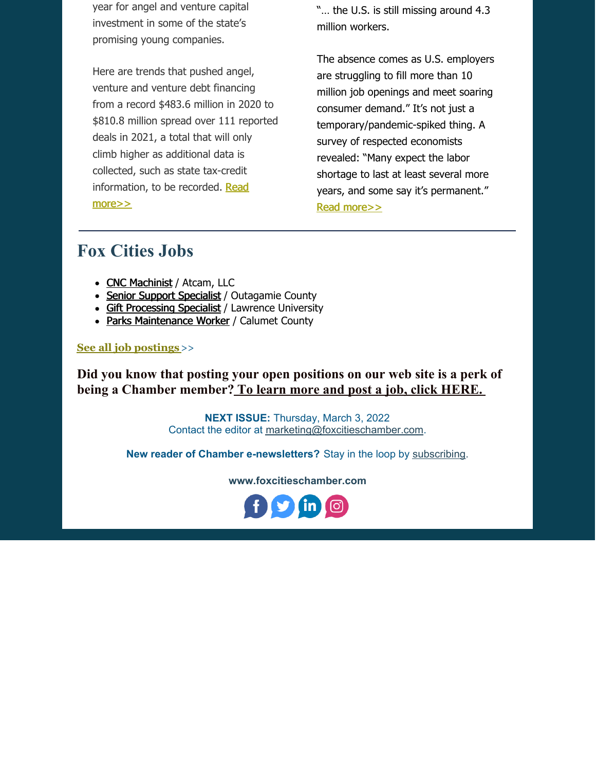year for angel and venture capital investment in some of the state's promising young companies.

Here are trends that pushed angel, venture and venture debt financing from a record $483.6 million in 2020 to $810.8 million spread over 111 reported deals in 2021, a total that will only climb higher as additional data is collected, such as state tax-credit information, to be recorded. Read more>>

"… the U.S. is still missing around 4.3 million workers.

The absence comes as U.S. employers are struggling to fill more than 10 million job openings and meet soaring consumer demand." It's not just a temporary/pandemic-spiked thing. A survey of respected economists revealed: "Many expect the labor shortage to last at least several more years, and some say it's permanent." Read more>>

---

## Fox Cities Jobs

- CNC Machinist / Atcam, LLC
- Senior Support Specialist / Outagamie County
- Gift Processing Specialist / Lawrence University
- Parks Maintenance Worker / Calumet County

**See all job postings** >>

**Did you know that posting your open positions on our web site is a perk of being a Chamber member? To learn more and post a job, click HERE.**

**NEXT ISSUE:** Thursday, March 3, 2022
Contact the editor at marketing@foxcitieschamber.com.

**New reader of Chamber e-newsletters?** Stay in the loop by subscribing.

**www.foxcitieschamber.com**